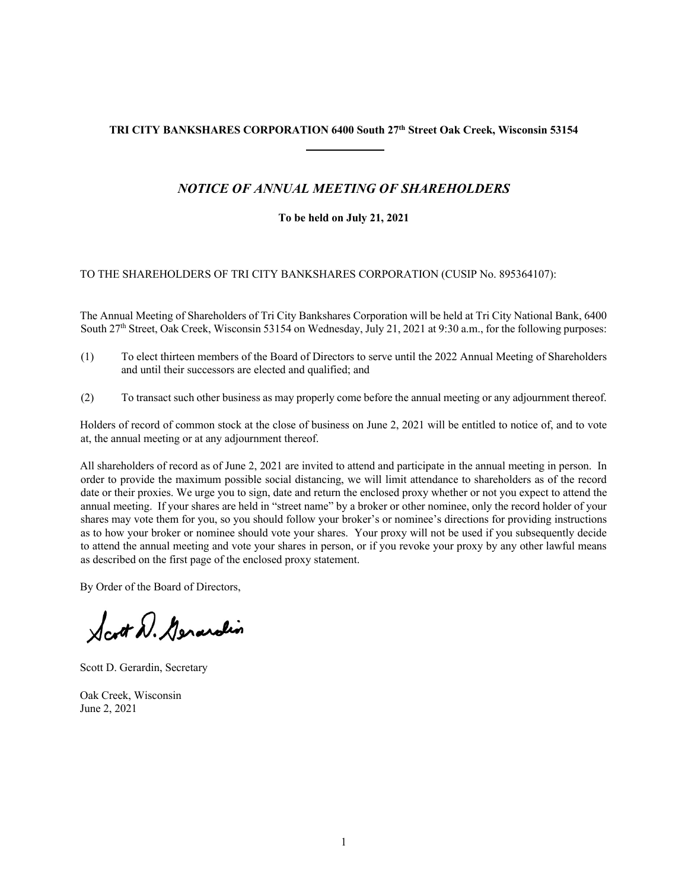**TRI CITY BANKSHARES CORPORATION 6400 South 27th Street Oak Creek, Wisconsin 53154**

---

## *NOTICE OF ANNUAL MEETING OF SHAREHOLDERS*

**To be held on July 21, 2021**

TO THE SHAREHOLDERS OF TRI CITY BANKSHARES CORPORATION (CUSIP No. 895364107):

The Annual Meeting of Shareholders of Tri City Bankshares Corporation will be held at Tri City National Bank, 6400 South 27th Street, Oak Creek, Wisconsin 53154 on Wednesday, July 21, 2021 at 9:30 a.m., for the following purposes:

(1) To elect thirteen members of the Board of Directors to serve until the 2022 Annual Meeting of Shareholders and until their successors are elected and qualified; and

(2) To transact such other business as may properly come before the annual meeting or any adjournment thereof.

Holders of record of common stock at the close of business on June 2, 2021 will be entitled to notice of, and to vote at, the annual meeting or at any adjournment thereof.

All shareholders of record as of June 2, 2021 are invited to attend and participate in the annual meeting in person. In order to provide the maximum possible social distancing, we will limit attendance to shareholders as of the record date or their proxies. We urge you to sign, date and return the enclosed proxy whether or not you expect to attend the annual meeting. If your shares are held in "street name" by a broker or other nominee, only the record holder of your shares may vote them for you, so you should follow your broker's or nominee's directions for providing instructions as to how your broker or nominee should vote your shares. Your proxy will not be used if you subsequently decide to attend the annual meeting and vote your shares in person, or if you revoke your proxy by any other lawful means as described on the first page of the enclosed proxy statement.

By Order of the Board of Directors,

Scott D. Gerardin

Scott D. Gerardin, Secretary

Oak Creek, Wisconsin
June 2, 2021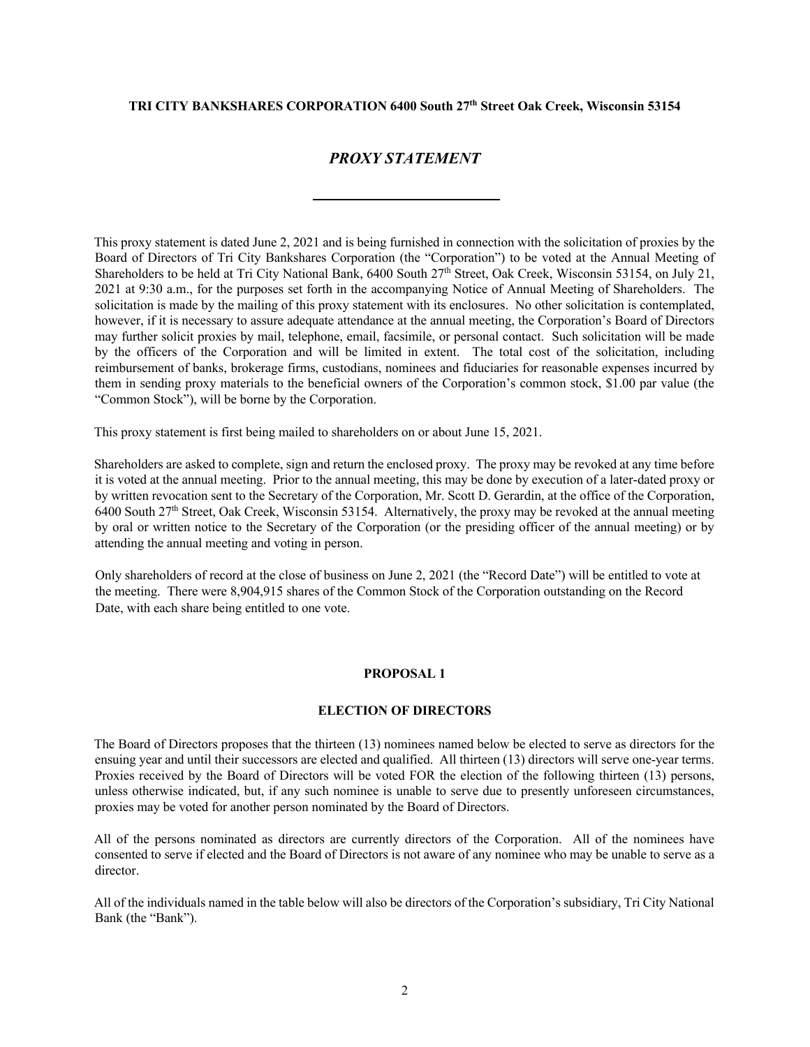**TRI CITY BANKSHARES CORPORATION 6400 South 27th Street Oak Creek, Wisconsin 53154**

# *PROXY STATEMENT*

---

This proxy statement is dated June 2, 2021 and is being furnished in connection with the solicitation of proxies by the Board of Directors of Tri City Bankshares Corporation (the "Corporation") to be voted at the Annual Meeting of Shareholders to be held at Tri City National Bank, 6400 South 27th Street, Oak Creek, Wisconsin 53154, on July 21, 2021 at 9:30 a.m., for the purposes set forth in the accompanying Notice of Annual Meeting of Shareholders. The solicitation is made by the mailing of this proxy statement with its enclosures. No other solicitation is contemplated, however, if it is necessary to assure adequate attendance at the annual meeting, the Corporation's Board of Directors may further solicit proxies by mail, telephone, email, facsimile, or personal contact. Such solicitation will be made by the officers of the Corporation and will be limited in extent. The total cost of the solicitation, including reimbursement of banks, brokerage firms, custodians, nominees and fiduciaries for reasonable expenses incurred by them in sending proxy materials to the beneficial owners of the Corporation's common stock, $1.00 par value (the "Common Stock"), will be borne by the Corporation.

This proxy statement is first being mailed to shareholders on or about June 15, 2021.

Shareholders are asked to complete, sign and return the enclosed proxy. The proxy may be revoked at any time before it is voted at the annual meeting. Prior to the annual meeting, this may be done by execution of a later-dated proxy or by written revocation sent to the Secretary of the Corporation, Mr. Scott D. Gerardin, at the office of the Corporation, 6400 South 27th Street, Oak Creek, Wisconsin 53154. Alternatively, the proxy may be revoked at the annual meeting by oral or written notice to the Secretary of the Corporation (or the presiding officer of the annual meeting) or by attending the annual meeting and voting in person.

Only shareholders of record at the close of business on June 2, 2021 (the "Record Date") will be entitled to vote at the meeting. There were 8,904,915 shares of the Common Stock of the Corporation outstanding on the Record Date, with each share being entitled to one vote.

## PROPOSAL 1

## ELECTION OF DIRECTORS

The Board of Directors proposes that the thirteen (13) nominees named below be elected to serve as directors for the ensuing year and until their successors are elected and qualified. All thirteen (13) directors will serve one-year terms. Proxies received by the Board of Directors will be voted FOR the election of the following thirteen (13) persons, unless otherwise indicated, but, if any such nominee is unable to serve due to presently unforeseen circumstances, proxies may be voted for another person nominated by the Board of Directors.

All of the persons nominated as directors are currently directors of the Corporation. All of the nominees have consented to serve if elected and the Board of Directors is not aware of any nominee who may be unable to serve as a director.

All of the individuals named in the table below will also be directors of the Corporation's subsidiary, Tri City National Bank (the "Bank").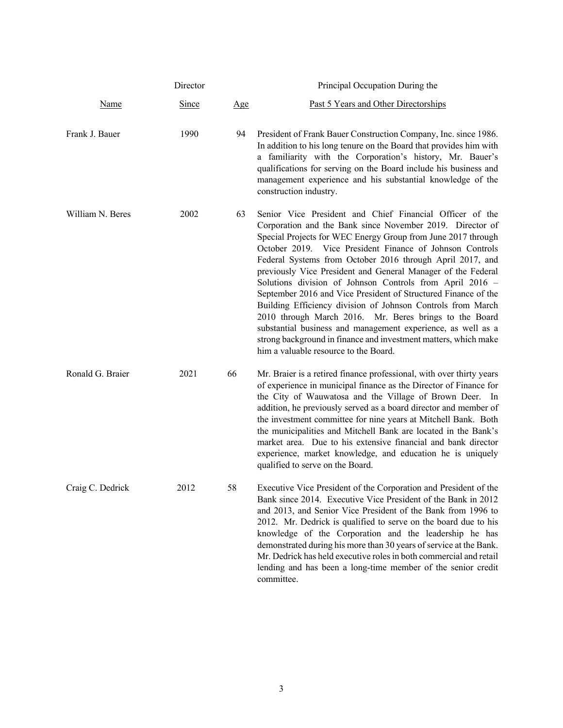| Name | Director Since | Age | Principal Occupation During the Past 5 Years and Other Directorships |
|---|---|---|---|
| Frank J. Bauer | 1990 | 94 | President of Frank Bauer Construction Company, Inc. since 1986. In addition to his long tenure on the Board that provides him with a familiarity with the Corporation's history, Mr. Bauer's qualifications for serving on the Board include his business and management experience and his substantial knowledge of the construction industry. |
| William N. Beres | 2002 | 63 | Senior Vice President and Chief Financial Officer of the Corporation and the Bank since November 2019. Director of Special Projects for WEC Energy Group from June 2017 through October 2019. Vice President Finance of Johnson Controls Federal Systems from October 2016 through April 2017, and previously Vice President and General Manager of the Federal Solutions division of Johnson Controls from April 2016 – September 2016 and Vice President of Structured Finance of the Building Efficiency division of Johnson Controls from March 2010 through March 2016. Mr. Beres brings to the Board substantial business and management experience, as well as a strong background in finance and investment matters, which make him a valuable resource to the Board. |
| Ronald G. Braier | 2021 | 66 | Mr. Braier is a retired finance professional, with over thirty years of experience in municipal finance as the Director of Finance for the City of Wauwatosa and the Village of Brown Deer. In addition, he previously served as a board director and member of the investment committee for nine years at Mitchell Bank. Both the municipalities and Mitchell Bank are located in the Bank's market area. Due to his extensive financial and bank director experience, market knowledge, and education he is uniquely qualified to serve on the Board. |
| Craig C. Dedrick | 2012 | 58 | Executive Vice President of the Corporation and President of the Bank since 2014. Executive Vice President of the Bank in 2012 and 2013, and Senior Vice President of the Bank from 1996 to 2012. Mr. Dedrick is qualified to serve on the board due to his knowledge of the Corporation and the leadership he has demonstrated during his more than 30 years of service at the Bank. Mr. Dedrick has held executive roles in both commercial and retail lending and has been a long-time member of the senior credit committee. |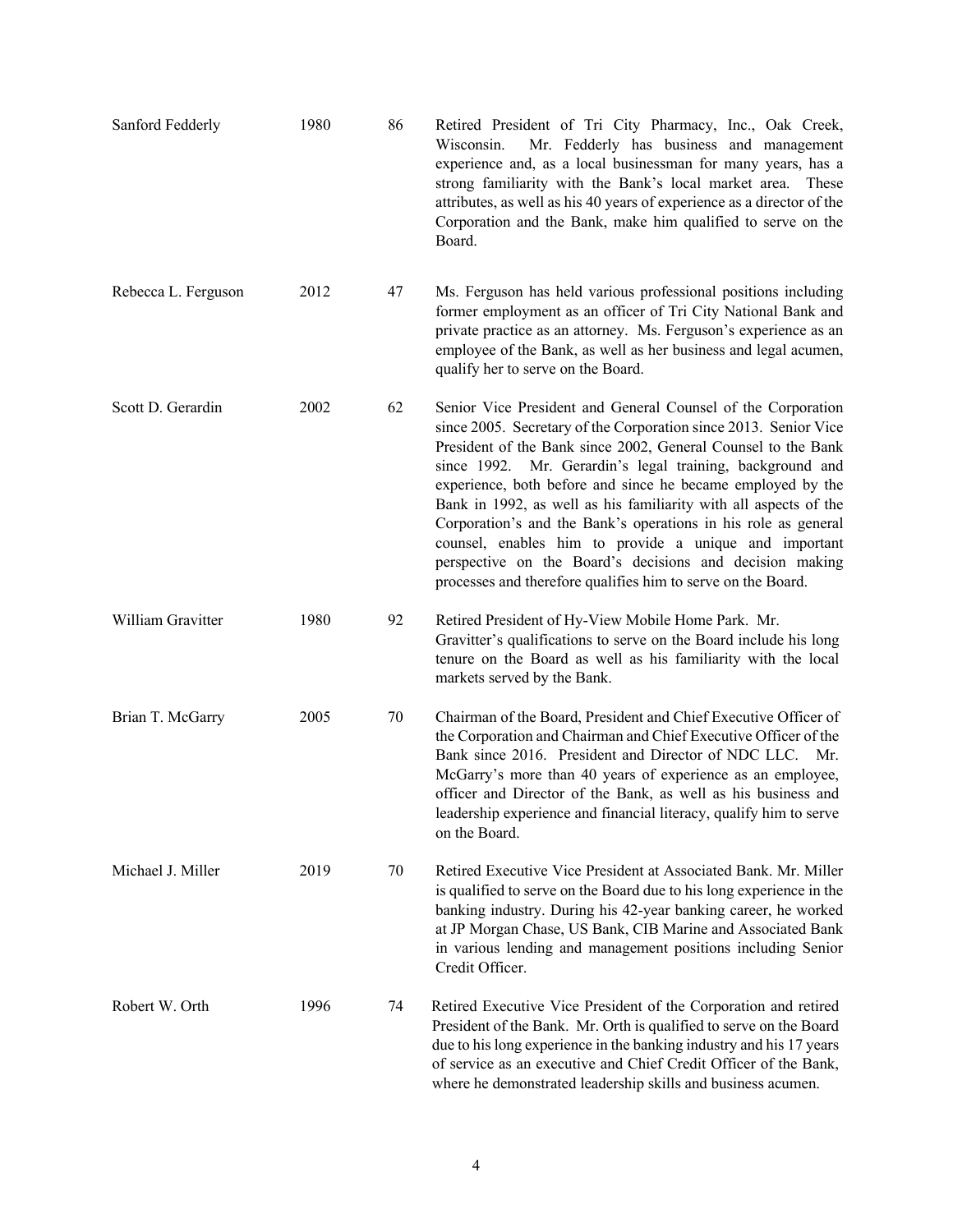| | | | |
|---|---|---|---|
| Sanford Fedderly | 1980 | 86 | Retired President of Tri City Pharmacy, Inc., Oak Creek, Wisconsin. Mr. Fedderly has business and management experience and, as a local businessman for many years, has a strong familiarity with the Bank's local market area. These attributes, as well as his 40 years of experience as a director of the Corporation and the Bank, make him qualified to serve on the Board. |
| Rebecca L. Ferguson | 2012 | 47 | Ms. Ferguson has held various professional positions including former employment as an officer of Tri City National Bank and private practice as an attorney. Ms. Ferguson's experience as an employee of the Bank, as well as her business and legal acumen, qualify her to serve on the Board. |
| Scott D. Gerardin | 2002 | 62 | Senior Vice President and General Counsel of the Corporation since 2005. Secretary of the Corporation since 2013. Senior Vice President of the Bank since 2002, General Counsel to the Bank since 1992. Mr. Gerardin's legal training, background and experience, both before and since he became employed by the Bank in 1992, as well as his familiarity with all aspects of the Corporation's and the Bank's operations in his role as general counsel, enables him to provide a unique and important perspective on the Board's decisions and decision making processes and therefore qualifies him to serve on the Board. |
| William Gravitter | 1980 | 92 | Retired President of Hy-View Mobile Home Park. Mr. Gravitter's qualifications to serve on the Board include his long tenure on the Board as well as his familiarity with the local markets served by the Bank. |
| Brian T. McGarry | 2005 | 70 | Chairman of the Board, President and Chief Executive Officer of the Corporation and Chairman and Chief Executive Officer of the Bank since 2016. President and Director of NDC LLC. Mr. McGarry's more than 40 years of experience as an employee, officer and Director of the Bank, as well as his business and leadership experience and financial literacy, qualify him to serve on the Board. |
| Michael J. Miller | 2019 | 70 | Retired Executive Vice President at Associated Bank. Mr. Miller is qualified to serve on the Board due to his long experience in the banking industry. During his 42-year banking career, he worked at JP Morgan Chase, US Bank, CIB Marine and Associated Bank in various lending and management positions including Senior Credit Officer. |
| Robert W. Orth | 1996 | 74 | Retired Executive Vice President of the Corporation and retired President of the Bank. Mr. Orth is qualified to serve on the Board due to his long experience in the banking industry and his 17 years of service as an executive and Chief Credit Officer of the Bank, where he demonstrated leadership skills and business acumen. |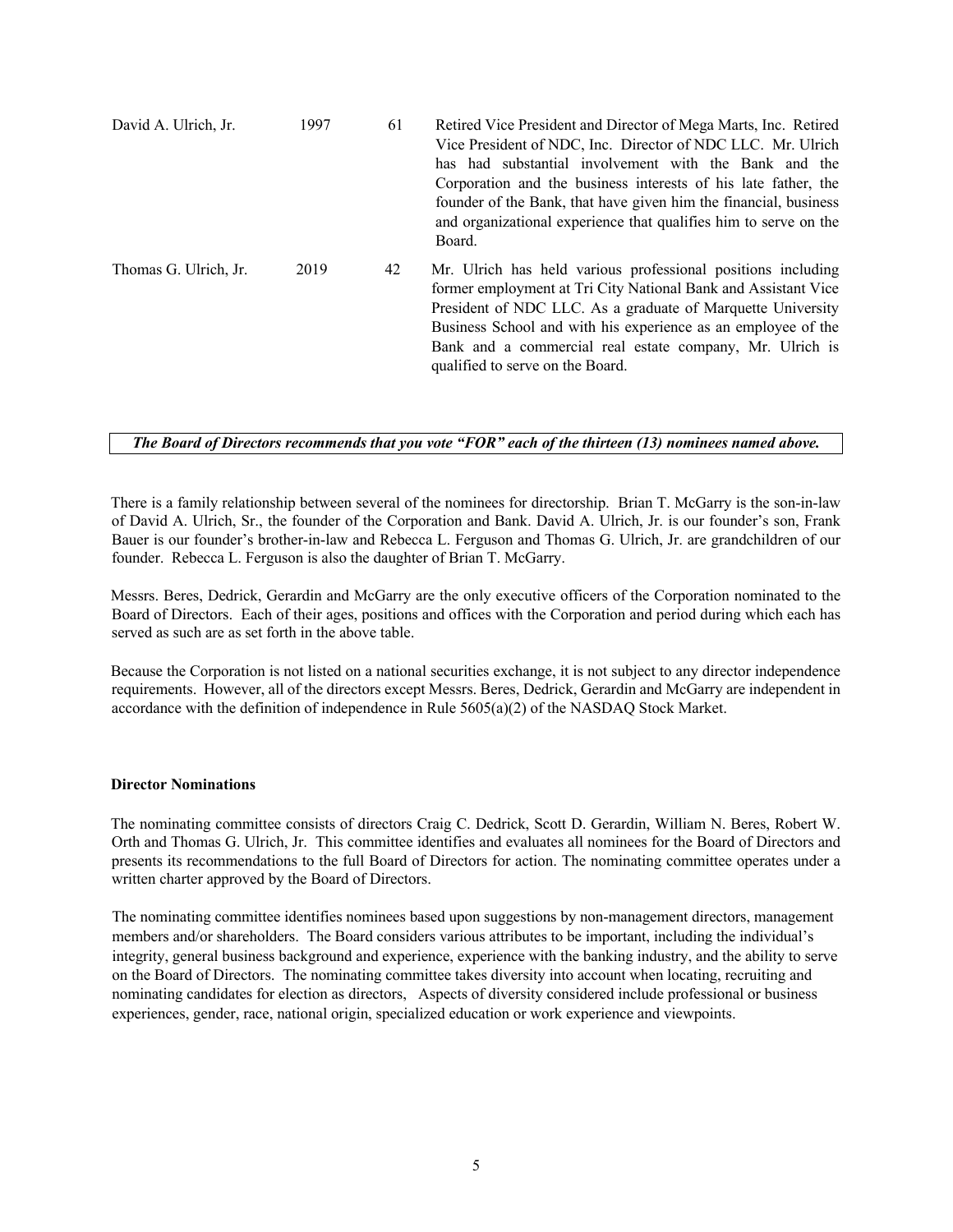| | | | |
|---|---|---|---|
| David A. Ulrich, Jr. | 1997 | 61 | Retired Vice President and Director of Mega Marts, Inc. Retired Vice President of NDC, Inc. Director of NDC LLC. Mr. Ulrich has had substantial involvement with the Bank and the Corporation and the business interests of his late father, the founder of the Bank, that have given him the financial, business and organizational experience that qualifies him to serve on the Board. |
| Thomas G. Ulrich, Jr. | 2019 | 42 | Mr. Ulrich has held various professional positions including former employment at Tri City National Bank and Assistant Vice President of NDC LLC. As a graduate of Marquette University Business School and with his experience as an employee of the Bank and a commercial real estate company, Mr. Ulrich is qualified to serve on the Board. |

***The Board of Directors recommends that you vote "FOR" each of the thirteen (13) nominees named above.***

There is a family relationship between several of the nominees for directorship. Brian T. McGarry is the son-in-law of David A. Ulrich, Sr., the founder of the Corporation and Bank. David A. Ulrich, Jr. is our founder's son, Frank Bauer is our founder's brother-in-law and Rebecca L. Ferguson and Thomas G. Ulrich, Jr. are grandchildren of our founder. Rebecca L. Ferguson is also the daughter of Brian T. McGarry.

Messrs. Beres, Dedrick, Gerardin and McGarry are the only executive officers of the Corporation nominated to the Board of Directors. Each of their ages, positions and offices with the Corporation and period during which each has served as such are as set forth in the above table.

Because the Corporation is not listed on a national securities exchange, it is not subject to any director independence requirements. However, all of the directors except Messrs. Beres, Dedrick, Gerardin and McGarry are independent in accordance with the definition of independence in Rule 5605(a)(2) of the NASDAQ Stock Market.

**Director Nominations**

The nominating committee consists of directors Craig C. Dedrick, Scott D. Gerardin, William N. Beres, Robert W. Orth and Thomas G. Ulrich, Jr. This committee identifies and evaluates all nominees for the Board of Directors and presents its recommendations to the full Board of Directors for action. The nominating committee operates under a written charter approved by the Board of Directors.

The nominating committee identifies nominees based upon suggestions by non-management directors, management members and/or shareholders. The Board considers various attributes to be important, including the individual's integrity, general business background and experience, experience with the banking industry, and the ability to serve on the Board of Directors. The nominating committee takes diversity into account when locating, recruiting and nominating candidates for election as directors, Aspects of diversity considered include professional or business experiences, gender, race, national origin, specialized education or work experience and viewpoints.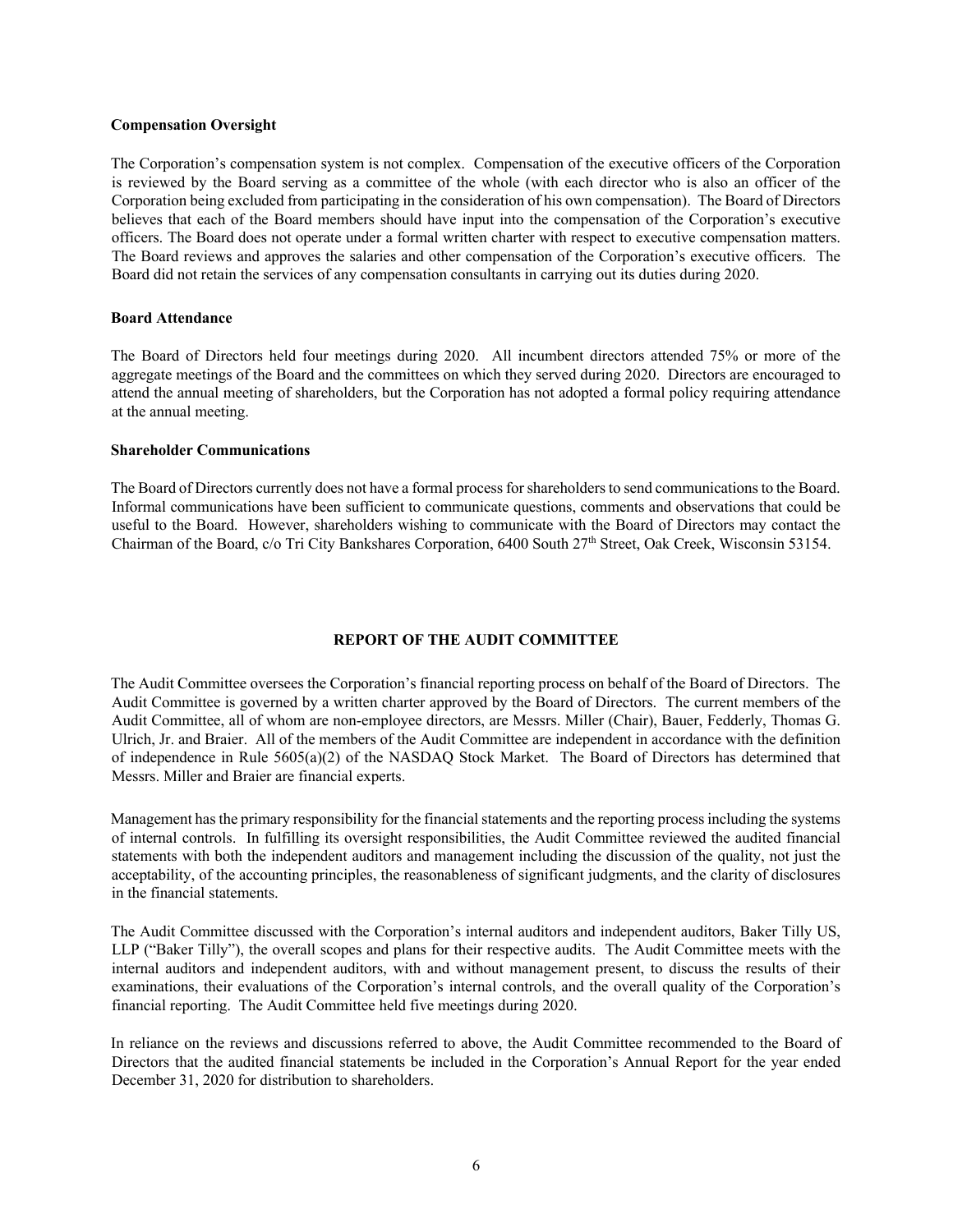**Compensation Oversight**

The Corporation's compensation system is not complex. Compensation of the executive officers of the Corporation is reviewed by the Board serving as a committee of the whole (with each director who is also an officer of the Corporation being excluded from participating in the consideration of his own compensation). The Board of Directors believes that each of the Board members should have input into the compensation of the Corporation's executive officers. The Board does not operate under a formal written charter with respect to executive compensation matters. The Board reviews and approves the salaries and other compensation of the Corporation's executive officers. The Board did not retain the services of any compensation consultants in carrying out its duties during 2020.

**Board Attendance**

The Board of Directors held four meetings during 2020. All incumbent directors attended 75% or more of the aggregate meetings of the Board and the committees on which they served during 2020. Directors are encouraged to attend the annual meeting of shareholders, but the Corporation has not adopted a formal policy requiring attendance at the annual meeting.

**Shareholder Communications**

The Board of Directors currently does not have a formal process for shareholders to send communications to the Board. Informal communications have been sufficient to communicate questions, comments and observations that could be useful to the Board. However, shareholders wishing to communicate with the Board of Directors may contact the Chairman of the Board, c/o Tri City Bankshares Corporation, 6400 South 27th Street, Oak Creek, Wisconsin 53154.

## REPORT OF THE AUDIT COMMITTEE

The Audit Committee oversees the Corporation's financial reporting process on behalf of the Board of Directors. The Audit Committee is governed by a written charter approved by the Board of Directors. The current members of the Audit Committee, all of whom are non-employee directors, are Messrs. Miller (Chair), Bauer, Fedderly, Thomas G. Ulrich, Jr. and Braier. All of the members of the Audit Committee are independent in accordance with the definition of independence in Rule 5605(a)(2) of the NASDAQ Stock Market. The Board of Directors has determined that Messrs. Miller and Braier are financial experts.

Management has the primary responsibility for the financial statements and the reporting process including the systems of internal controls. In fulfilling its oversight responsibilities, the Audit Committee reviewed the audited financial statements with both the independent auditors and management including the discussion of the quality, not just the acceptability, of the accounting principles, the reasonableness of significant judgments, and the clarity of disclosures in the financial statements.

The Audit Committee discussed with the Corporation's internal auditors and independent auditors, Baker Tilly US, LLP ("Baker Tilly"), the overall scopes and plans for their respective audits. The Audit Committee meets with the internal auditors and independent auditors, with and without management present, to discuss the results of their examinations, their evaluations of the Corporation's internal controls, and the overall quality of the Corporation's financial reporting. The Audit Committee held five meetings during 2020.

In reliance on the reviews and discussions referred to above, the Audit Committee recommended to the Board of Directors that the audited financial statements be included in the Corporation's Annual Report for the year ended December 31, 2020 for distribution to shareholders.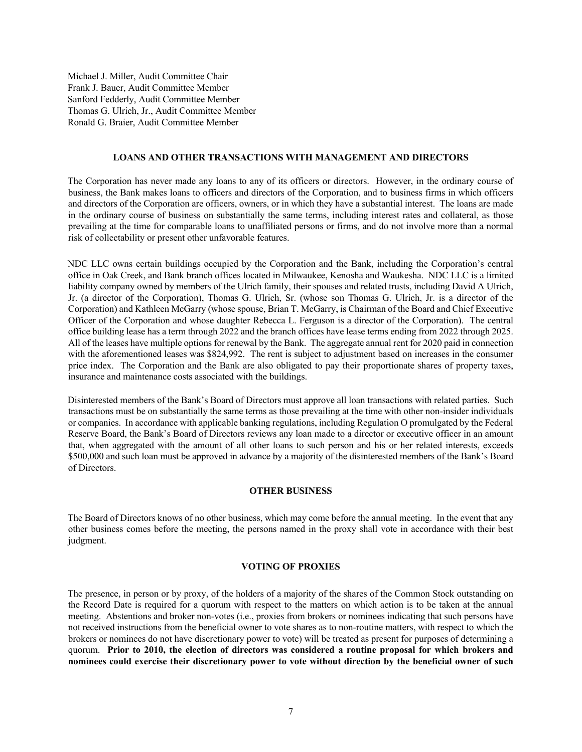Michael J. Miller, Audit Committee Chair
Frank J. Bauer, Audit Committee Member
Sanford Fedderly, Audit Committee Member
Thomas G. Ulrich, Jr., Audit Committee Member
Ronald G. Braier, Audit Committee Member

## LOANS AND OTHER TRANSACTIONS WITH MANAGEMENT AND DIRECTORS

The Corporation has never made any loans to any of its officers or directors. However, in the ordinary course of business, the Bank makes loans to officers and directors of the Corporation, and to business firms in which officers and directors of the Corporation are officers, owners, or in which they have a substantial interest. The loans are made in the ordinary course of business on substantially the same terms, including interest rates and collateral, as those prevailing at the time for comparable loans to unaffiliated persons or firms, and do not involve more than a normal risk of collectability or present other unfavorable features.

NDC LLC owns certain buildings occupied by the Corporation and the Bank, including the Corporation's central office in Oak Creek, and Bank branch offices located in Milwaukee, Kenosha and Waukesha. NDC LLC is a limited liability company owned by members of the Ulrich family, their spouses and related trusts, including David A Ulrich, Jr. (a director of the Corporation), Thomas G. Ulrich, Sr. (whose son Thomas G. Ulrich, Jr. is a director of the Corporation) and Kathleen McGarry (whose spouse, Brian T. McGarry, is Chairman of the Board and Chief Executive Officer of the Corporation and whose daughter Rebecca L. Ferguson is a director of the Corporation). The central office building lease has a term through 2022 and the branch offices have lease terms ending from 2022 through 2025. All of the leases have multiple options for renewal by the Bank. The aggregate annual rent for 2020 paid in connection with the aforementioned leases was $824,992. The rent is subject to adjustment based on increases in the consumer price index. The Corporation and the Bank are also obligated to pay their proportionate shares of property taxes, insurance and maintenance costs associated with the buildings.

Disinterested members of the Bank's Board of Directors must approve all loan transactions with related parties. Such transactions must be on substantially the same terms as those prevailing at the time with other non-insider individuals or companies. In accordance with applicable banking regulations, including Regulation O promulgated by the Federal Reserve Board, the Bank's Board of Directors reviews any loan made to a director or executive officer in an amount that, when aggregated with the amount of all other loans to such person and his or her related interests, exceeds $500,000 and such loan must be approved in advance by a majority of the disinterested members of the Bank's Board of Directors.

## OTHER BUSINESS

The Board of Directors knows of no other business, which may come before the annual meeting. In the event that any other business comes before the meeting, the persons named in the proxy shall vote in accordance with their best judgment.

## VOTING OF PROXIES

The presence, in person or by proxy, of the holders of a majority of the shares of the Common Stock outstanding on the Record Date is required for a quorum with respect to the matters on which action is to be taken at the annual meeting. Abstentions and broker non-votes (i.e., proxies from brokers or nominees indicating that such persons have not received instructions from the beneficial owner to vote shares as to non-routine matters, with respect to which the brokers or nominees do not have discretionary power to vote) will be treated as present for purposes of determining a quorum. **Prior to 2010, the election of directors was considered a routine proposal for which brokers and nominees could exercise their discretionary power to vote without direction by the beneficial owner of such**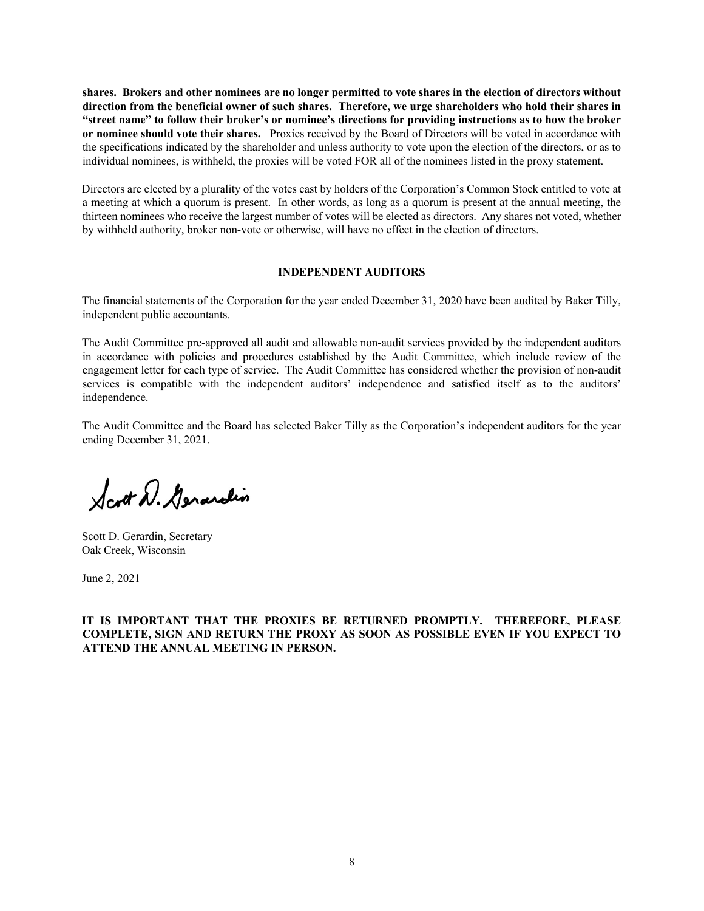**shares. Brokers and other nominees are no longer permitted to vote shares in the election of directors without direction from the beneficial owner of such shares. Therefore, we urge shareholders who hold their shares in "street name" to follow their broker's or nominee's directions for providing instructions as to how the broker or nominee should vote their shares.** Proxies received by the Board of Directors will be voted in accordance with the specifications indicated by the shareholder and unless authority to vote upon the election of the directors, or as to individual nominees, is withheld, the proxies will be voted FOR all of the nominees listed in the proxy statement.

Directors are elected by a plurality of the votes cast by holders of the Corporation's Common Stock entitled to vote at a meeting at which a quorum is present. In other words, as long as a quorum is present at the annual meeting, the thirteen nominees who receive the largest number of votes will be elected as directors. Any shares not voted, whether by withheld authority, broker non-vote or otherwise, will have no effect in the election of directors.

## INDEPENDENT AUDITORS

The financial statements of the Corporation for the year ended December 31, 2020 have been audited by Baker Tilly, independent public accountants.

The Audit Committee pre-approved all audit and allowable non-audit services provided by the independent auditors in accordance with policies and procedures established by the Audit Committee, which include review of the engagement letter for each type of service. The Audit Committee has considered whether the provision of non-audit services is compatible with the independent auditors' independence and satisfied itself as to the auditors' independence.

The Audit Committee and the Board has selected Baker Tilly as the Corporation's independent auditors for the year ending December 31, 2021.

Scott D. Gerardin

Scott D. Gerardin, Secretary
Oak Creek, Wisconsin

June 2, 2021

**IT IS IMPORTANT THAT THE PROXIES BE RETURNED PROMPTLY. THEREFORE, PLEASE COMPLETE, SIGN AND RETURN THE PROXY AS SOON AS POSSIBLE EVEN IF YOU EXPECT TO ATTEND THE ANNUAL MEETING IN PERSON.**